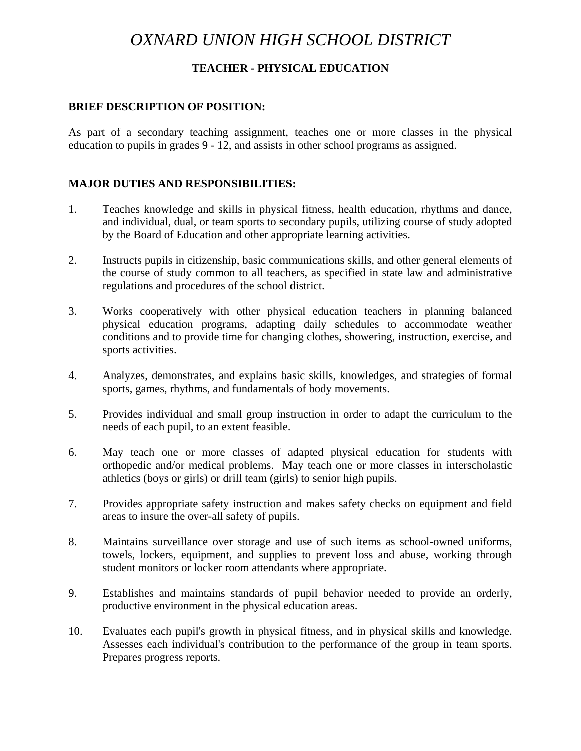# *OXNARD UNION HIGH SCHOOL DISTRICT*

## TEACHER - PHYSICAL EDUCATION

### BRIEF DESCRIPTION OF POSITION:

As part of a secondary teaching assignment, teaches one or more classes in the physical education to pupils in grades 9 - 12, and assists in other school programs as assigned.

### MAJOR DUTIES AND RESPONSIBILITIES:

1. Teaches knowledge and skills in physical fitness, health education, rhythms and dance, and individual, dual, or team sports to secondary pupils, utilizing course of study adopted by the Board of Education and other appropriate learning activities.

2. Instructs pupils in citizenship, basic communications skills, and other general elements of the course of study common to all teachers, as specified in state law and administrative regulations and procedures of the school district.

3. Works cooperatively with other physical education teachers in planning balanced physical education programs, adapting daily schedules to accommodate weather conditions and to provide time for changing clothes, showering, instruction, exercise, and sports activities.

4. Analyzes, demonstrates, and explains basic skills, knowledges, and strategies of formal sports, games, rhythms, and fundamentals of body movements.

5. Provides individual and small group instruction in order to adapt the curriculum to the needs of each pupil, to an extent feasible.

6. May teach one or more classes of adapted physical education for students with orthopedic and/or medical problems. May teach one or more classes in interscholastic athletics (boys or girls) or drill team (girls) to senior high pupils.

7. Provides appropriate safety instruction and makes safety checks on equipment and field areas to insure the over-all safety of pupils.

8. Maintains surveillance over storage and use of such items as school-owned uniforms, towels, lockers, equipment, and supplies to prevent loss and abuse, working through student monitors or locker room attendants where appropriate.

9. Establishes and maintains standards of pupil behavior needed to provide an orderly, productive environment in the physical education areas.

10. Evaluates each pupil's growth in physical fitness, and in physical skills and knowledge. Assesses each individual's contribution to the performance of the group in team sports. Prepares progress reports.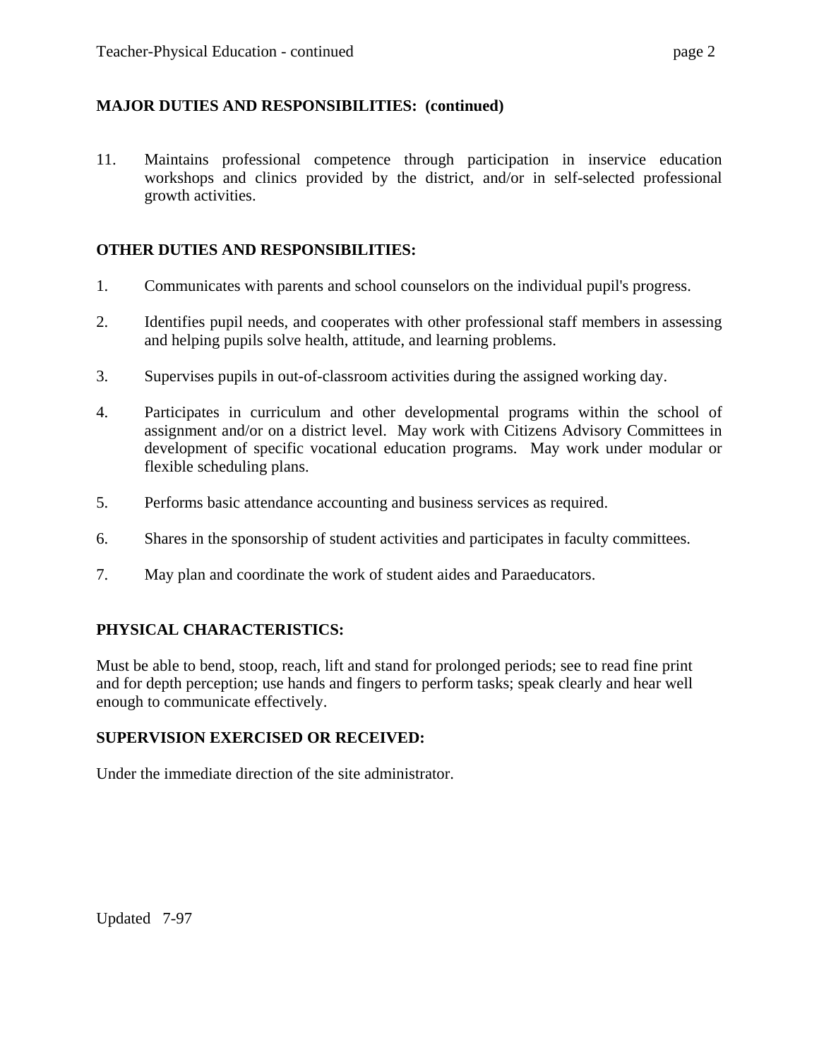**MAJOR DUTIES AND RESPONSIBILITIES: (continued)**

11. Maintains professional competence through participation in inservice education workshops and clinics provided by the district, and/or in self-selected professional growth activities.

**OTHER DUTIES AND RESPONSIBILITIES:**

1. Communicates with parents and school counselors on the individual pupil's progress.

2. Identifies pupil needs, and cooperates with other professional staff members in assessing and helping pupils solve health, attitude, and learning problems.

3. Supervises pupils in out-of-classroom activities during the assigned working day.

4. Participates in curriculum and other developmental programs within the school of assignment and/or on a district level. May work with Citizens Advisory Committees in development of specific vocational education programs. May work under modular or flexible scheduling plans.

5. Performs basic attendance accounting and business services as required.

6. Shares in the sponsorship of student activities and participates in faculty committees.

7. May plan and coordinate the work of student aides and Paraeducators.

**PHYSICAL CHARACTERISTICS:**

Must be able to bend, stoop, reach, lift and stand for prolonged periods; see to read fine print and for depth perception; use hands and fingers to perform tasks; speak clearly and hear well enough to communicate effectively.

**SUPERVISION EXERCISED OR RECEIVED:**

Under the immediate direction of the site administrator.

Updated 7-97